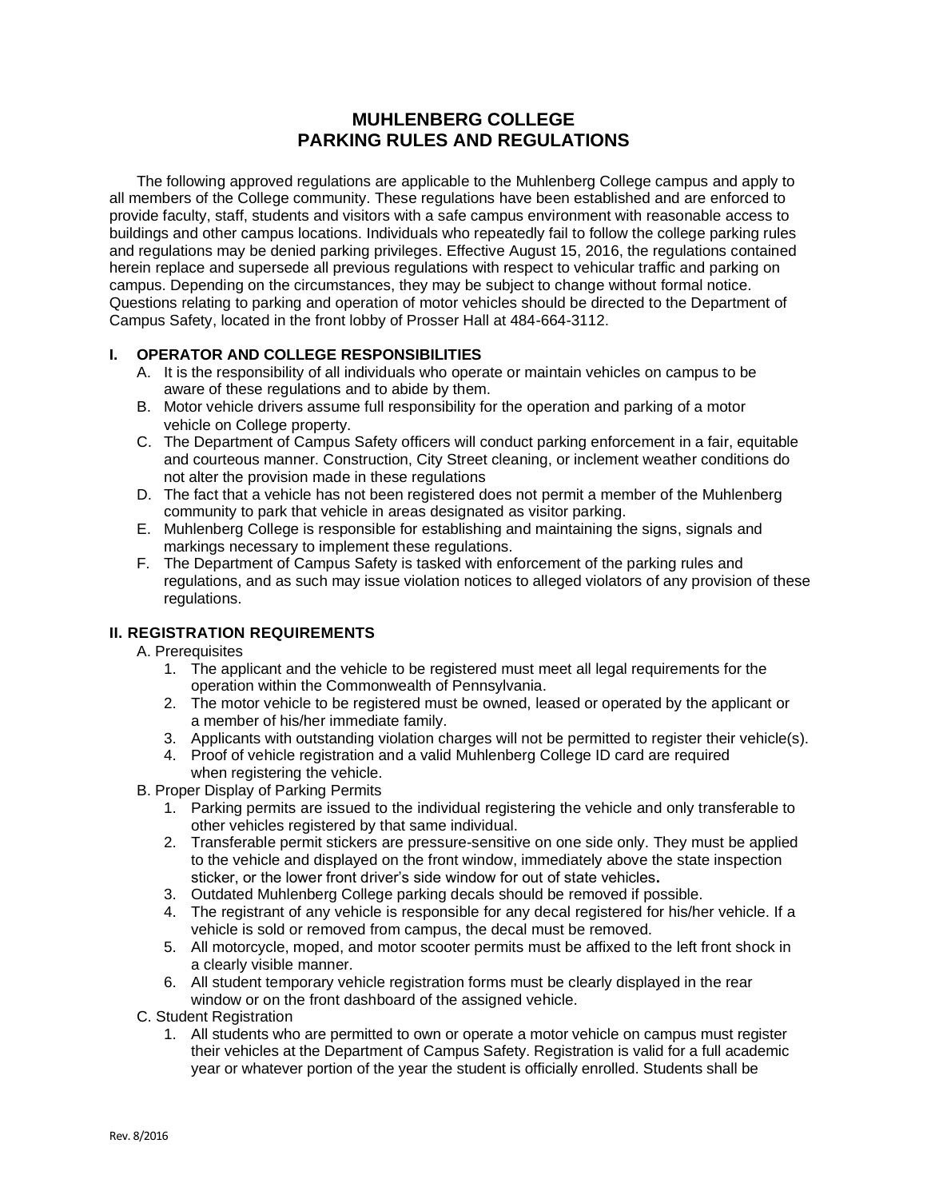# MUHLENBERG COLLEGE
# PARKING RULES AND REGULATIONS

The following approved regulations are applicable to the Muhlenberg College campus and apply to all members of the College community. These regulations have been established and are enforced to provide faculty, staff, students and visitors with a safe campus environment with reasonable access to buildings and other campus locations. Individuals who repeatedly fail to follow the college parking rules and regulations may be denied parking privileges. Effective August 15, 2016, the regulations contained herein replace and supersede all previous regulations with respect to vehicular traffic and parking on campus. Depending on the circumstances, they may be subject to change without formal notice. Questions relating to parking and operation of motor vehicles should be directed to the Department of Campus Safety, located in the front lobby of Prosser Hall at 484-664-3112.

## I. OPERATOR AND COLLEGE RESPONSIBILITIES

A. It is the responsibility of all individuals who operate or maintain vehicles on campus to be aware of these regulations and to abide by them.

B. Motor vehicle drivers assume full responsibility for the operation and parking of a motor vehicle on College property.

C. The Department of Campus Safety officers will conduct parking enforcement in a fair, equitable and courteous manner. Construction, City Street cleaning, or inclement weather conditions do not alter the provision made in these regulations

D. The fact that a vehicle has not been registered does not permit a member of the Muhlenberg community to park that vehicle in areas designated as visitor parking.

E. Muhlenberg College is responsible for establishing and maintaining the signs, signals and markings necessary to implement these regulations.

F. The Department of Campus Safety is tasked with enforcement of the parking rules and regulations, and as such may issue violation notices to alleged violators of any provision of these regulations.

## II. REGISTRATION REQUIREMENTS

A. Prerequisites

1. The applicant and the vehicle to be registered must meet all legal requirements for the operation within the Commonwealth of Pennsylvania.
2. The motor vehicle to be registered must be owned, leased or operated by the applicant or a member of his/her immediate family.
3. Applicants with outstanding violation charges will not be permitted to register their vehicle(s).
4. Proof of vehicle registration and a valid Muhlenberg College ID card are required when registering the vehicle.

B. Proper Display of Parking Permits

1. Parking permits are issued to the individual registering the vehicle and only transferable to other vehicles registered by that same individual.
2. Transferable permit stickers are pressure-sensitive on one side only. They must be applied to the vehicle and displayed on the front window, immediately above the state inspection sticker, or the lower front driver's side window for out of state vehicles**.**
3. Outdated Muhlenberg College parking decals should be removed if possible.
4. The registrant of any vehicle is responsible for any decal registered for his/her vehicle. If a vehicle is sold or removed from campus, the decal must be removed.
5. All motorcycle, moped, and motor scooter permits must be affixed to the left front shock in a clearly visible manner.
6. All student temporary vehicle registration forms must be clearly displayed in the rear window or on the front dashboard of the assigned vehicle.

C. Student Registration

1. All students who are permitted to own or operate a motor vehicle on campus must register their vehicles at the Department of Campus Safety. Registration is valid for a full academic year or whatever portion of the year the student is officially enrolled. Students shall be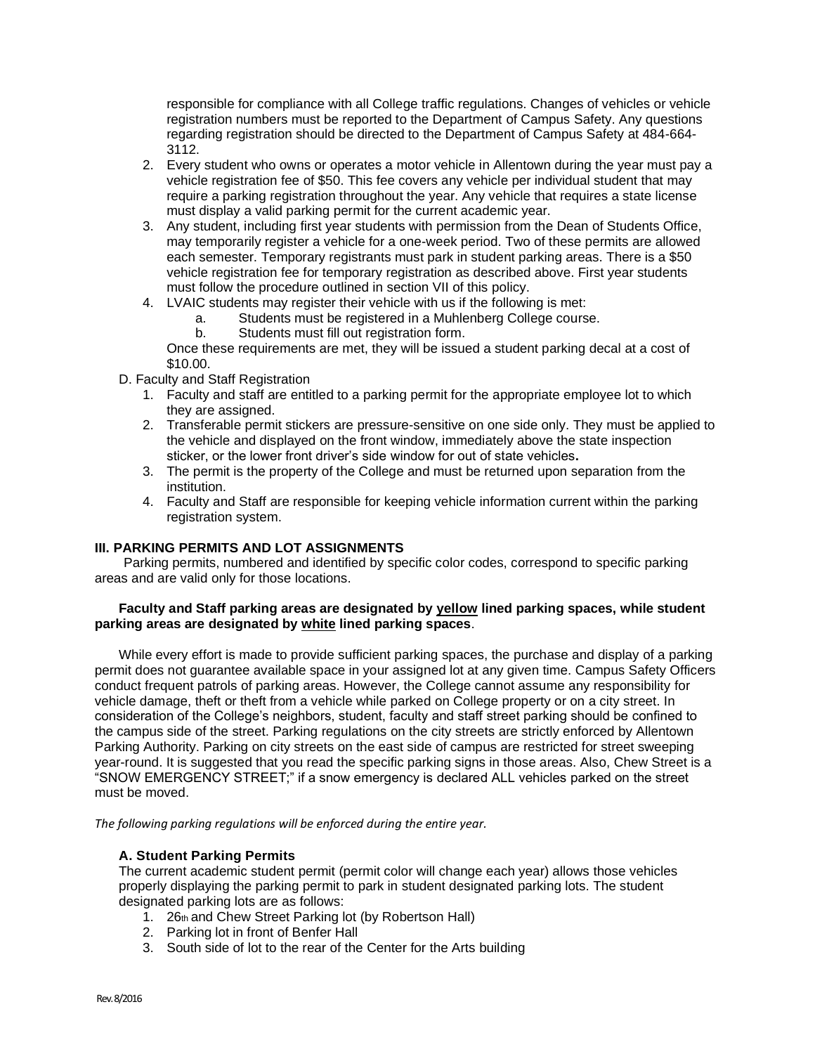responsible for compliance with all College traffic regulations. Changes of vehicles or vehicle registration numbers must be reported to the Department of Campus Safety. Any questions regarding registration should be directed to the Department of Campus Safety at 484-664-3112.

2. Every student who owns or operates a motor vehicle in Allentown during the year must pay a vehicle registration fee of $50. This fee covers any vehicle per individual student that may require a parking registration throughout the year. Any vehicle that requires a state license must display a valid parking permit for the current academic year.
3. Any student, including first year students with permission from the Dean of Students Office, may temporarily register a vehicle for a one-week period. Two of these permits are allowed each semester. Temporary registrants must park in student parking areas. There is a $50 vehicle registration fee for temporary registration as described above. First year students must follow the procedure outlined in section VII of this policy.
4. LVAIC students may register their vehicle with us if the following is met:
   a. Students must be registered in a Muhlenberg College course.
   b. Students must fill out registration form.

   Once these requirements are met, they will be issued a student parking decal at a cost of $10.00.

D. Faculty and Staff Registration

1. Faculty and staff are entitled to a parking permit for the appropriate employee lot to which they are assigned.
2. Transferable permit stickers are pressure-sensitive on one side only. They must be applied to the vehicle and displayed on the front window, immediately above the state inspection sticker, or the lower front driver's side window for out of state vehicles**.**
3. The permit is the property of the College and must be returned upon separation from the institution.
4. Faculty and Staff are responsible for keeping vehicle information current within the parking registration system.

## III. PARKING PERMITS AND LOT ASSIGNMENTS

Parking permits, numbered and identified by specific color codes, correspond to specific parking areas and are valid only for those locations.

**Faculty and Staff parking areas are designated by <u>yellow</u> lined parking spaces, while student parking areas are designated by <u>white</u> lined parking spaces**.

While every effort is made to provide sufficient parking spaces, the purchase and display of a parking permit does not guarantee available space in your assigned lot at any given time. Campus Safety Officers conduct frequent patrols of parking areas. However, the College cannot assume any responsibility for vehicle damage, theft or theft from a vehicle while parked on College property or on a city street. In consideration of the College's neighbors, student, faculty and staff street parking should be confined to the campus side of the street. Parking regulations on the city streets are strictly enforced by Allentown Parking Authority. Parking on city streets on the east side of campus are restricted for street sweeping year-round. It is suggested that you read the specific parking signs in those areas. Also, Chew Street is a "SNOW EMERGENCY STREET;" if a snow emergency is declared ALL vehicles parked on the street must be moved.

*The following parking regulations will be enforced during the entire year.*

### A. Student Parking Permits

The current academic student permit (permit color will change each year) allows those vehicles properly displaying the parking permit to park in student designated parking lots. The student designated parking lots are as follows:

1. 26th and Chew Street Parking lot (by Robertson Hall)
2. Parking lot in front of Benfer Hall
3. South side of lot to the rear of the Center for the Arts building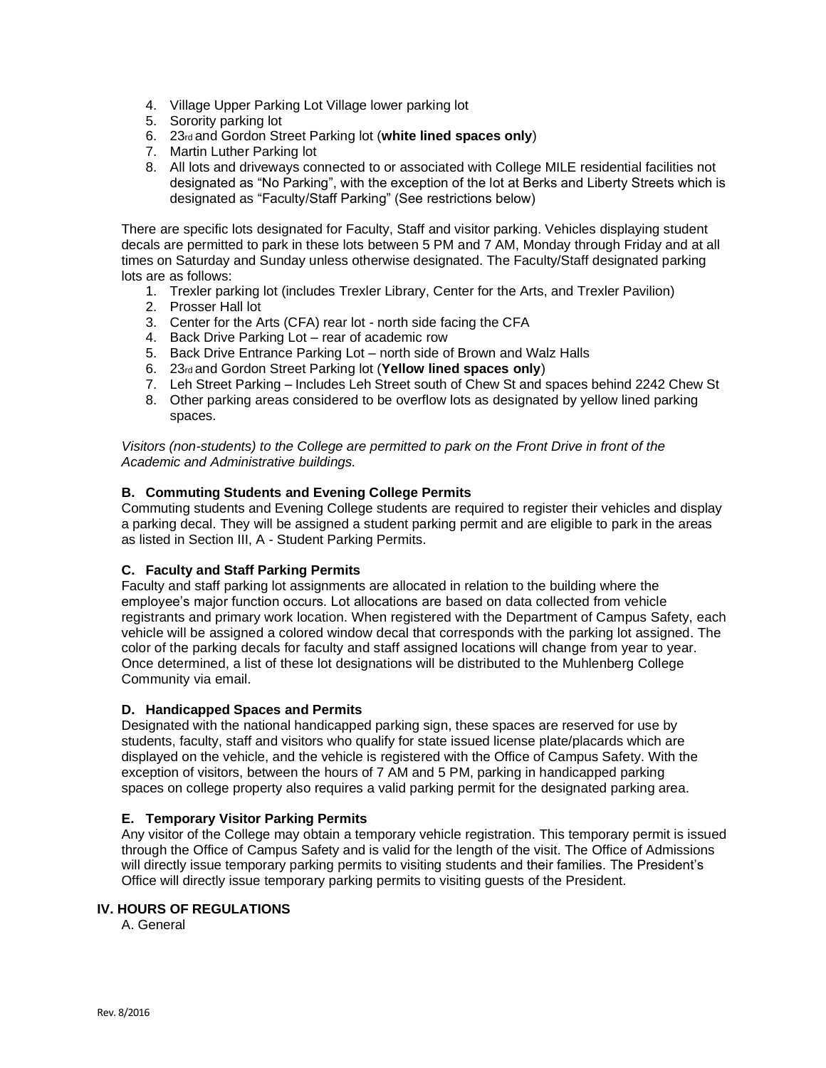4. Village Upper Parking Lot Village lower parking lot
5. Sorority parking lot
6. 23rd and Gordon Street Parking lot (**white lined spaces only**)
7. Martin Luther Parking lot
8. All lots and driveways connected to or associated with College MILE residential facilities not designated as "No Parking", with the exception of the lot at Berks and Liberty Streets which is designated as "Faculty/Staff Parking" (See restrictions below)

There are specific lots designated for Faculty, Staff and visitor parking. Vehicles displaying student decals are permitted to park in these lots between 5 PM and 7 AM, Monday through Friday and at all times on Saturday and Sunday unless otherwise designated. The Faculty/Staff designated parking lots are as follows:

1. Trexler parking lot (includes Trexler Library, Center for the Arts, and Trexler Pavilion)
2. Prosser Hall lot
3. Center for the Arts (CFA) rear lot - north side facing the CFA
4. Back Drive Parking Lot – rear of academic row
5. Back Drive Entrance Parking Lot – north side of Brown and Walz Halls
6. 23rd and Gordon Street Parking lot (**Yellow lined spaces only**)
7. Leh Street Parking – Includes Leh Street south of Chew St and spaces behind 2242 Chew St
8. Other parking areas considered to be overflow lots as designated by yellow lined parking spaces.

*Visitors (non-students) to the College are permitted to park on the Front Drive in front of the Academic and Administrative buildings.*

### B. Commuting Students and Evening College Permits

Commuting students and Evening College students are required to register their vehicles and display a parking decal. They will be assigned a student parking permit and are eligible to park in the areas as listed in Section III, A - Student Parking Permits.

### C. Faculty and Staff Parking Permits

Faculty and staff parking lot assignments are allocated in relation to the building where the employee's major function occurs. Lot allocations are based on data collected from vehicle registrants and primary work location. When registered with the Department of Campus Safety, each vehicle will be assigned a colored window decal that corresponds with the parking lot assigned. The color of the parking decals for faculty and staff assigned locations will change from year to year. Once determined, a list of these lot designations will be distributed to the Muhlenberg College Community via email.

### D. Handicapped Spaces and Permits

Designated with the national handicapped parking sign, these spaces are reserved for use by students, faculty, staff and visitors who qualify for state issued license plate/placards which are displayed on the vehicle, and the vehicle is registered with the Office of Campus Safety. With the exception of visitors, between the hours of 7 AM and 5 PM, parking in handicapped parking spaces on college property also requires a valid parking permit for the designated parking area.

### E. Temporary Visitor Parking Permits

Any visitor of the College may obtain a temporary vehicle registration. This temporary permit is issued through the Office of Campus Safety and is valid for the length of the visit. The Office of Admissions will directly issue temporary parking permits to visiting students and their families. The President's Office will directly issue temporary parking permits to visiting guests of the President.

## IV. HOURS OF REGULATIONS

A. General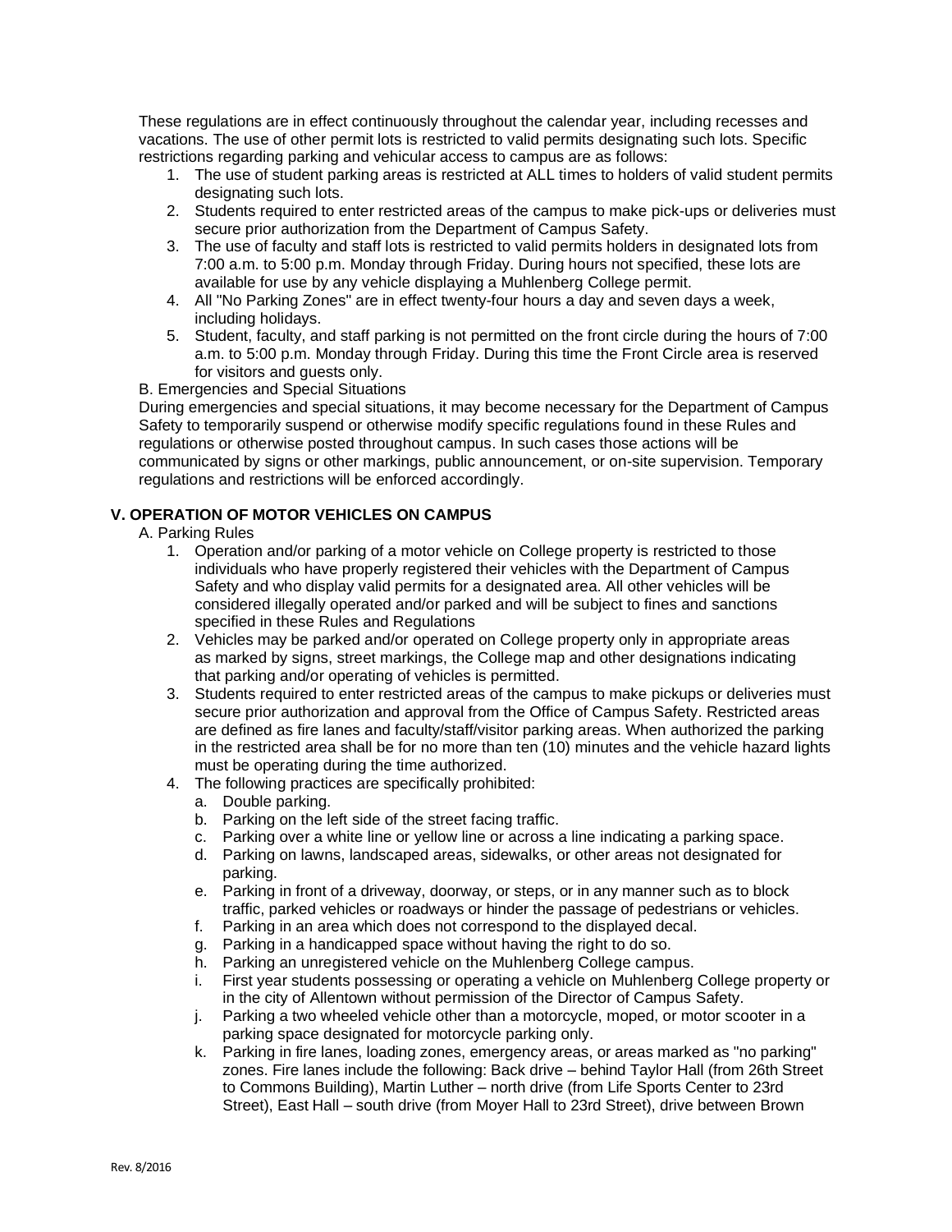These regulations are in effect continuously throughout the calendar year, including recesses and vacations. The use of other permit lots is restricted to valid permits designating such lots. Specific restrictions regarding parking and vehicular access to campus are as follows:

1. The use of student parking areas is restricted at ALL times to holders of valid student permits designating such lots.
2. Students required to enter restricted areas of the campus to make pick-ups or deliveries must secure prior authorization from the Department of Campus Safety.
3. The use of faculty and staff lots is restricted to valid permits holders in designated lots from 7:00 a.m. to 5:00 p.m. Monday through Friday. During hours not specified, these lots are available for use by any vehicle displaying a Muhlenberg College permit.
4. All "No Parking Zones" are in effect twenty-four hours a day and seven days a week, including holidays.
5. Student, faculty, and staff parking is not permitted on the front circle during the hours of 7:00 a.m. to 5:00 p.m. Monday through Friday. During this time the Front Circle area is reserved for visitors and guests only.

B. Emergencies and Special Situations

During emergencies and special situations, it may become necessary for the Department of Campus Safety to temporarily suspend or otherwise modify specific regulations found in these Rules and regulations or otherwise posted throughout campus. In such cases those actions will be communicated by signs or other markings, public announcement, or on-site supervision. Temporary regulations and restrictions will be enforced accordingly.

## V. OPERATION OF MOTOR VEHICLES ON CAMPUS

A. Parking Rules

1. Operation and/or parking of a motor vehicle on College property is restricted to those individuals who have properly registered their vehicles with the Department of Campus Safety and who display valid permits for a designated area. All other vehicles will be considered illegally operated and/or parked and will be subject to fines and sanctions specified in these Rules and Regulations
2. Vehicles may be parked and/or operated on College property only in appropriate areas as marked by signs, street markings, the College map and other designations indicating that parking and/or operating of vehicles is permitted.
3. Students required to enter restricted areas of the campus to make pickups or deliveries must secure prior authorization and approval from the Office of Campus Safety. Restricted areas are defined as fire lanes and faculty/staff/visitor parking areas. When authorized the parking in the restricted area shall be for no more than ten (10) minutes and the vehicle hazard lights must be operating during the time authorized.
4. The following practices are specifically prohibited:
   a. Double parking.
   b. Parking on the left side of the street facing traffic.
   c. Parking over a white line or yellow line or across a line indicating a parking space.
   d. Parking on lawns, landscaped areas, sidewalks, or other areas not designated for parking.
   e. Parking in front of a driveway, doorway, or steps, or in any manner such as to block traffic, parked vehicles or roadways or hinder the passage of pedestrians or vehicles.
   f. Parking in an area which does not correspond to the displayed decal.
   g. Parking in a handicapped space without having the right to do so.
   h. Parking an unregistered vehicle on the Muhlenberg College campus.
   i. First year students possessing or operating a vehicle on Muhlenberg College property or in the city of Allentown without permission of the Director of Campus Safety.
   j. Parking a two wheeled vehicle other than a motorcycle, moped, or motor scooter in a parking space designated for motorcycle parking only.
   k. Parking in fire lanes, loading zones, emergency areas, or areas marked as "no parking" zones. Fire lanes include the following: Back drive – behind Taylor Hall (from 26th Street to Commons Building), Martin Luther – north drive (from Life Sports Center to 23rd Street), East Hall – south drive (from Moyer Hall to 23rd Street), drive between Brown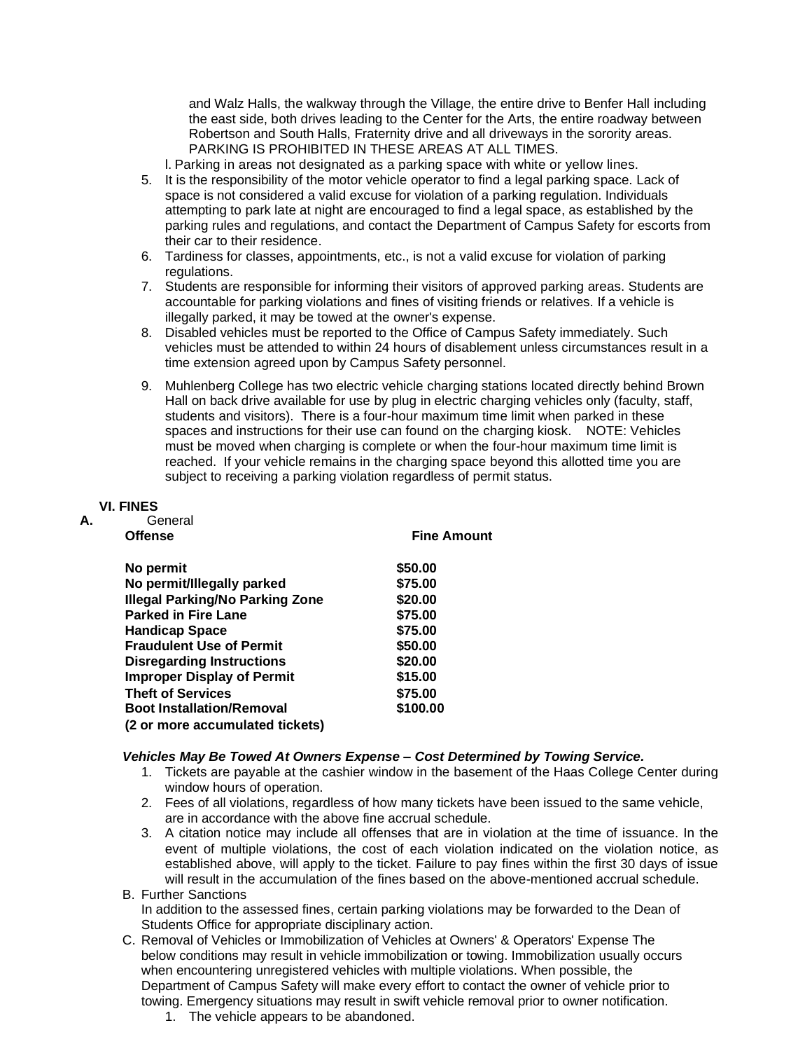and Walz Halls, the walkway through the Village, the entire drive to Benfer Hall including the east side, both drives leading to the Center for the Arts, the entire roadway between Robertson and South Halls, Fraternity drive and all driveways in the sorority areas. PARKING IS PROHIBITED IN THESE AREAS AT ALL TIMES.

l. Parking in areas not designated as a parking space with white or yellow lines.

5. It is the responsibility of the motor vehicle operator to find a legal parking space. Lack of space is not considered a valid excuse for violation of a parking regulation. Individuals attempting to park late at night are encouraged to find a legal space, as established by the parking rules and regulations, and contact the Department of Campus Safety for escorts from their car to their residence.
6. Tardiness for classes, appointments, etc., is not a valid excuse for violation of parking regulations.
7. Students are responsible for informing their visitors of approved parking areas. Students are accountable for parking violations and fines of visiting friends or relatives. If a vehicle is illegally parked, it may be towed at the owner's expense.
8. Disabled vehicles must be reported to the Office of Campus Safety immediately. Such vehicles must be attended to within 24 hours of disablement unless circumstances result in a time extension agreed upon by Campus Safety personnel.
9. Muhlenberg College has two electric vehicle charging stations located directly behind Brown Hall on back drive available for use by plug in electric charging vehicles only (faculty, staff, students and visitors). There is a four-hour maximum time limit when parked in these spaces and instructions for their use can found on the charging kiosk. NOTE: Vehicles must be moved when charging is complete or when the four-hour maximum time limit is reached. If your vehicle remains in the charging space beyond this allotted time you are subject to receiving a parking violation regardless of permit status.

## VI. FINES

**A.** General

| Offense | Fine Amount |
| --- | --- |
| **No permit** | **$50.00** |
| **No permit/Illegally parked** | **$75.00** |
| **Illegal Parking/No Parking Zone** | **$20.00** |
| **Parked in Fire Lane** | **$75.00** |
| **Handicap Space** | **$75.00** |
| **Fraudulent Use of Permit** | **$50.00** |
| **Disregarding Instructions** | **$20.00** |
| **Improper Display of Permit** | **$15.00** |
| **Theft of Services** | **$75.00** |
| **Boot Installation/Removal (2 or more accumulated tickets)** | **$100.00** |

***Vehicles May Be Towed At Owners Expense – Cost Determined by Towing Service.***

1. Tickets are payable at the cashier window in the basement of the Haas College Center during window hours of operation.
2. Fees of all violations, regardless of how many tickets have been issued to the same vehicle, are in accordance with the above fine accrual schedule.
3. A citation notice may include all offenses that are in violation at the time of issuance. In the event of multiple violations, the cost of each violation indicated on the violation notice, as established above, will apply to the ticket. Failure to pay fines within the first 30 days of issue will result in the accumulation of the fines based on the above-mentioned accrual schedule.

B. Further Sanctions
In addition to the assessed fines, certain parking violations may be forwarded to the Dean of Students Office for appropriate disciplinary action.

C. Removal of Vehicles or Immobilization of Vehicles at Owners' & Operators' Expense The below conditions may result in vehicle immobilization or towing. Immobilization usually occurs when encountering unregistered vehicles with multiple violations. When possible, the Department of Campus Safety will make every effort to contact the owner of vehicle prior to towing. Emergency situations may result in swift vehicle removal prior to owner notification.

1. The vehicle appears to be abandoned.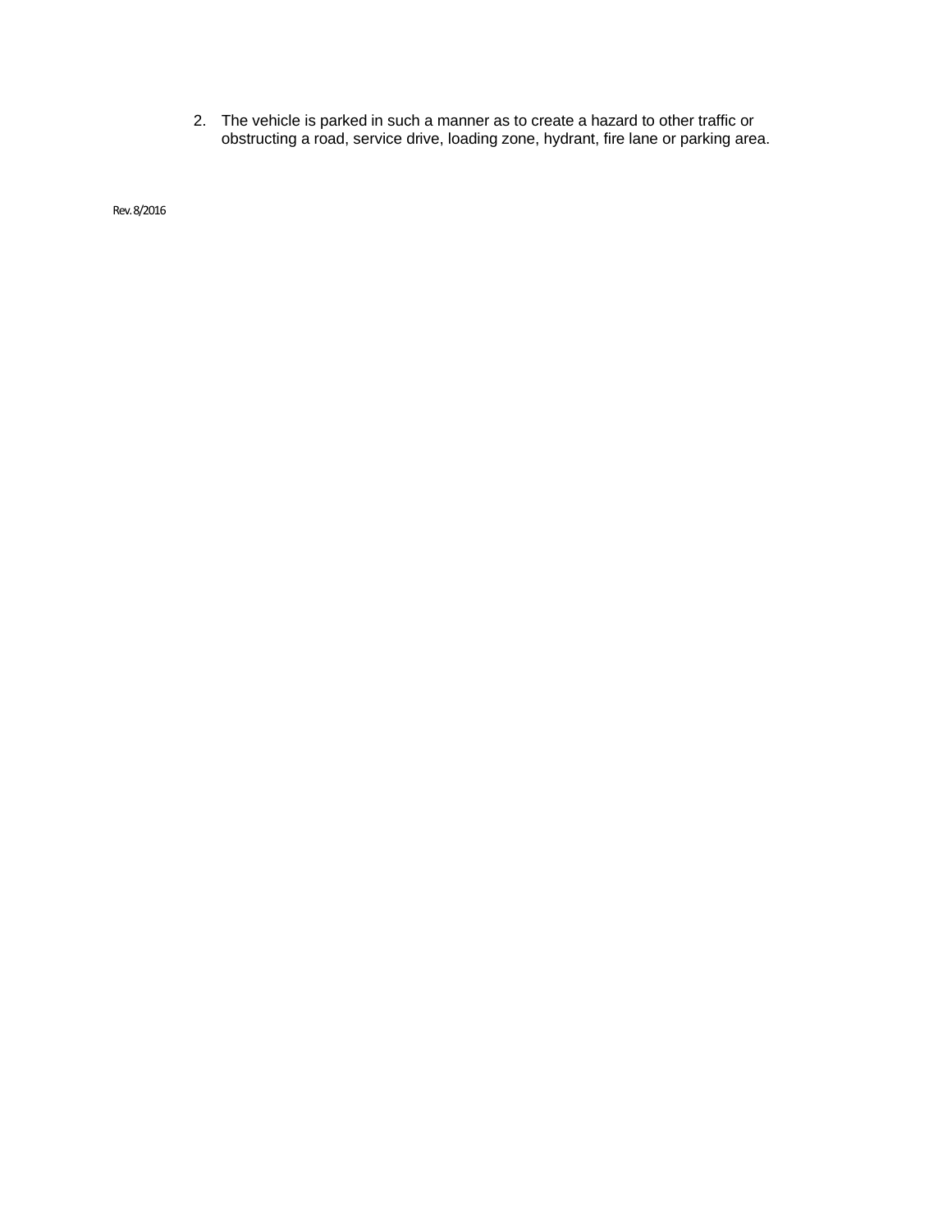2. The vehicle is parked in such a manner as to create a hazard to other traffic or obstructing a road, service drive, loading zone, hydrant, fire lane or parking area.

Rev. 8/2016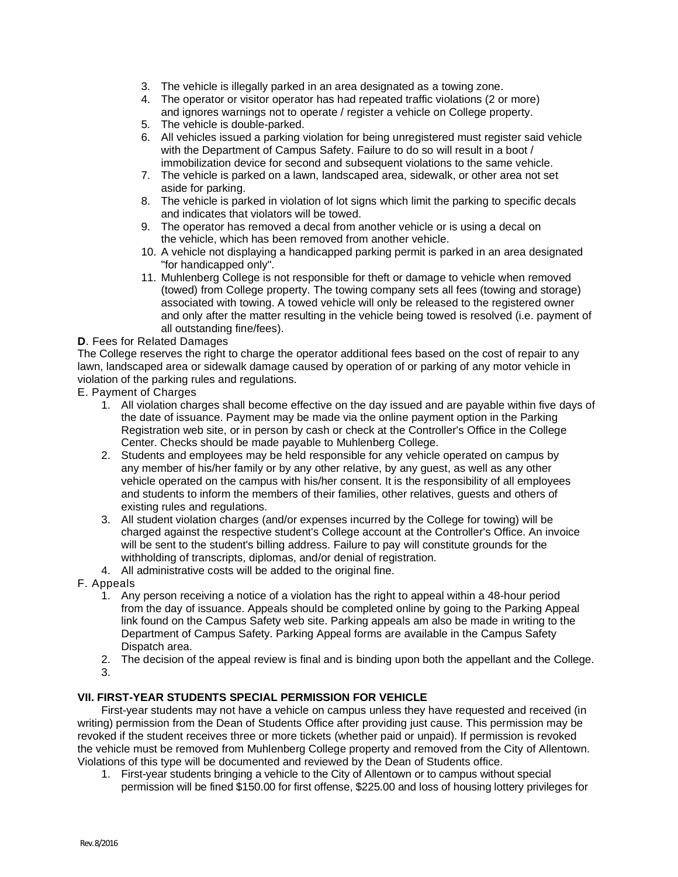3. The vehicle is illegally parked in an area designated as a towing zone.
4. The operator or visitor operator has had repeated traffic violations (2 or more) and ignores warnings not to operate / register a vehicle on College property.
5. The vehicle is double-parked.
6. All vehicles issued a parking violation for being unregistered must register said vehicle with the Department of Campus Safety. Failure to do so will result in a boot / immobilization device for second and subsequent violations to the same vehicle.
7. The vehicle is parked on a lawn, landscaped area, sidewalk, or other area not set aside for parking.
8. The vehicle is parked in violation of lot signs which limit the parking to specific decals and indicates that violators will be towed.
9. The operator has removed a decal from another vehicle or is using a decal on the vehicle, which has been removed from another vehicle.
10. A vehicle not displaying a handicapped parking permit is parked in an area designated "for handicapped only".
11. Muhlenberg College is not responsible for theft or damage to vehicle when removed (towed) from College property. The towing company sets all fees (towing and storage) associated with towing. A towed vehicle will only be released to the registered owner and only after the matter resulting in the vehicle being towed is resolved (i.e. payment of all outstanding fine/fees).

**D**. Fees for Related Damages

The College reserves the right to charge the operator additional fees based on the cost of repair to any lawn, landscaped area or sidewalk damage caused by operation of or parking of any motor vehicle in violation of the parking rules and regulations.

E. Payment of Charges

1. All violation charges shall become effective on the day issued and are payable within five days of the date of issuance. Payment may be made via the online payment option in the Parking Registration web site, or in person by cash or check at the Controller's Office in the College Center. Checks should be made payable to Muhlenberg College.
2. Students and employees may be held responsible for any vehicle operated on campus by any member of his/her family or by any other relative, by any guest, as well as any other vehicle operated on the campus with his/her consent. It is the responsibility of all employees and students to inform the members of their families, other relatives, guests and others of existing rules and regulations.
3. All student violation charges (and/or expenses incurred by the College for towing) will be charged against the respective student's College account at the Controller's Office. An invoice will be sent to the student's billing address. Failure to pay will constitute grounds for the withholding of transcripts, diplomas, and/or denial of registration.
4. All administrative costs will be added to the original fine.

F. Appeals

1. Any person receiving a notice of a violation has the right to appeal within a 48-hour period from the day of issuance. Appeals should be completed online by going to the Parking Appeal link found on the Campus Safety web site. Parking appeals am also be made in writing to the Department of Campus Safety. Parking Appeal forms are available in the Campus Safety Dispatch area.
2. The decision of the appeal review is final and is binding upon both the appellant and the College.
3.

**VII. FIRST-YEAR STUDENTS SPECIAL PERMISSION FOR VEHICLE**

First-year students may not have a vehicle on campus unless they have requested and received (in writing) permission from the Dean of Students Office after providing just cause. This permission may be revoked if the student receives three or more tickets (whether paid or unpaid). If permission is revoked the vehicle must be removed from Muhlenberg College property and removed from the City of Allentown. Violations of this type will be documented and reviewed by the Dean of Students office.

1. First-year students bringing a vehicle to the City of Allentown or to campus without special permission will be fined $150.00 for first offense, $225.00 and loss of housing lottery privileges for

Rev. 8/2016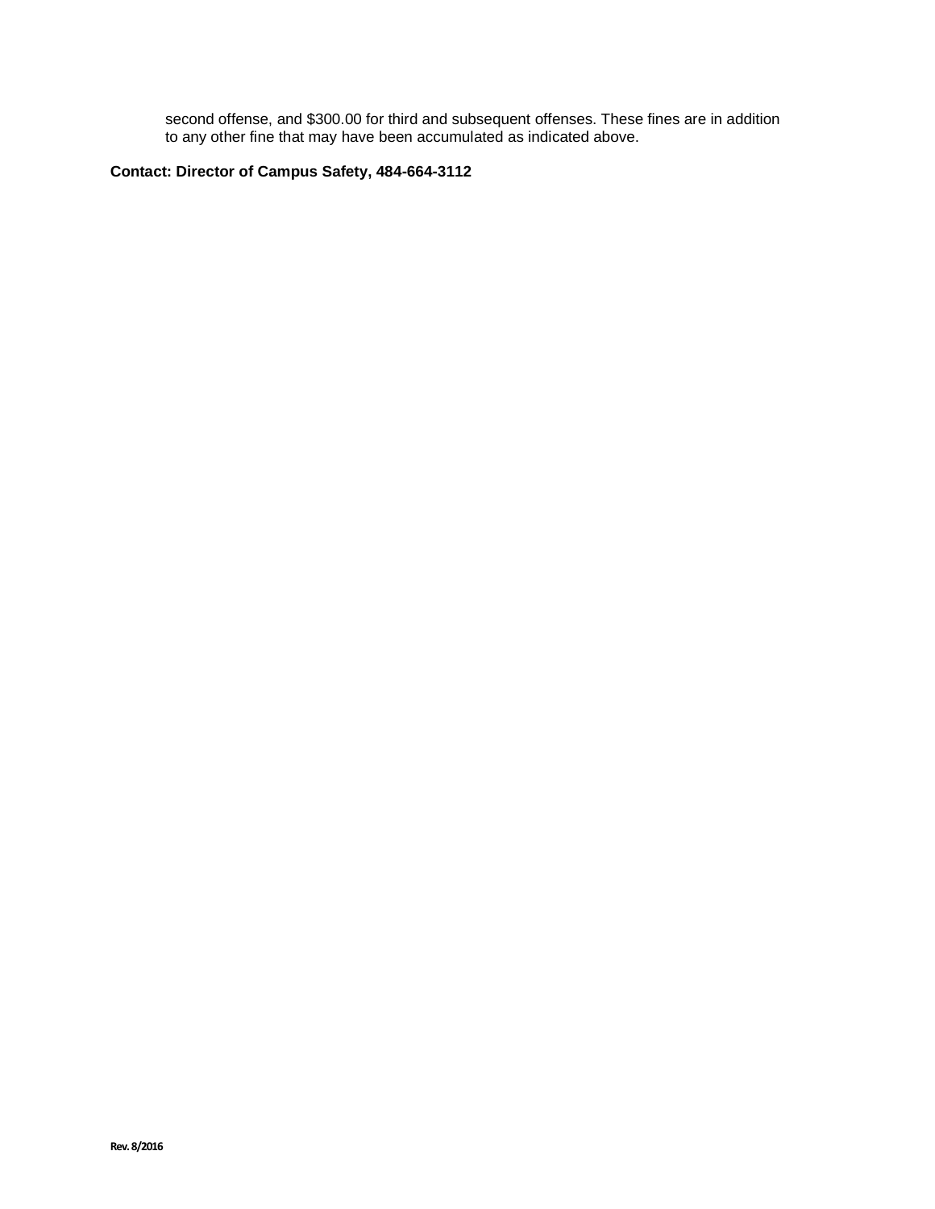second offense, and $300.00 for third and subsequent offenses. These fines are in addition to any other fine that may have been accumulated as indicated above.

**Contact: Director of Campus Safety, 484-664-3112**

**Rev. 8/2016**